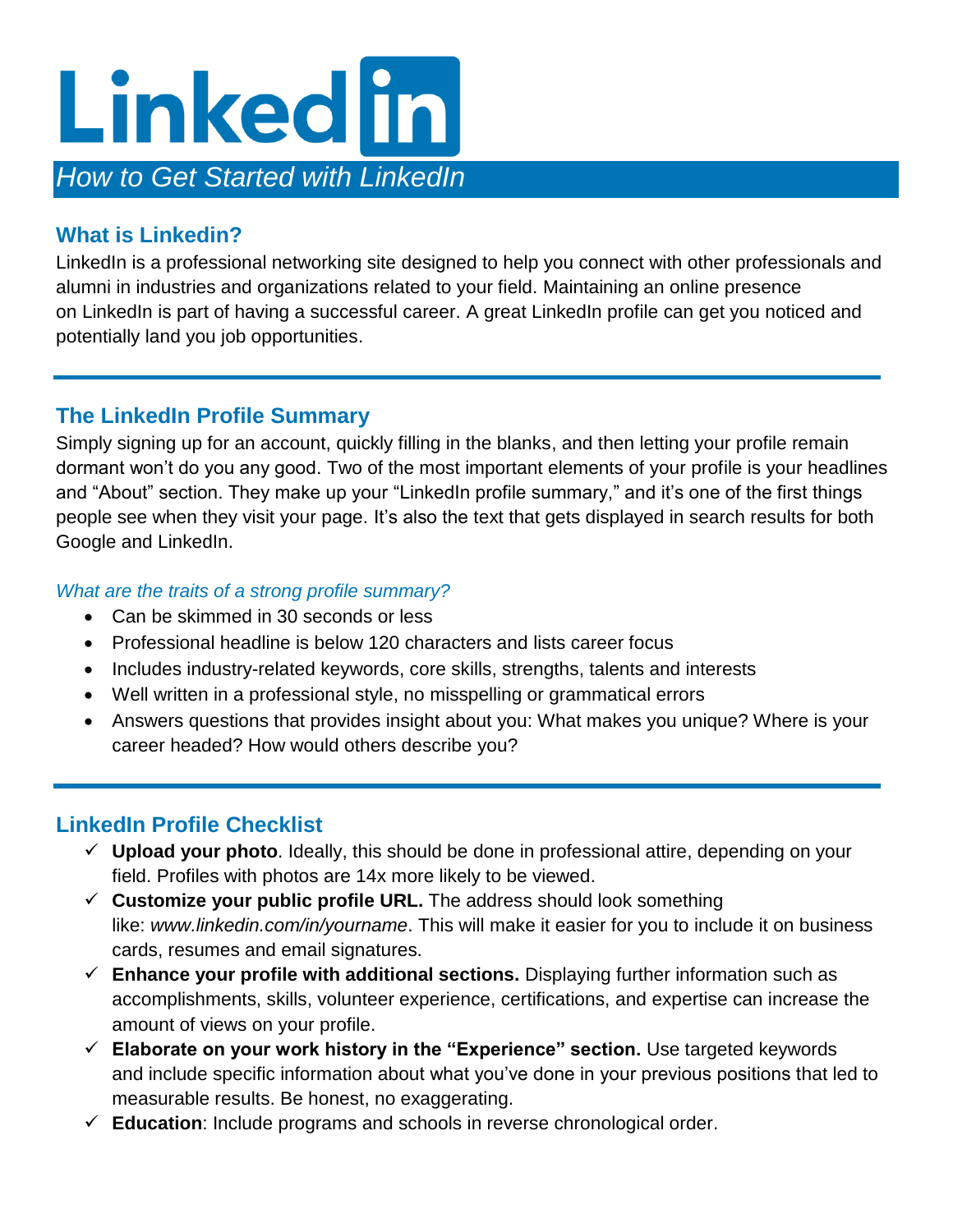# LinkedIn

*How to Get Started with LinkedIn*

## What is Linkedin?

LinkedIn is a professional networking site designed to help you connect with other professionals and alumni in industries and organizations related to your field. Maintaining an online presence on LinkedIn is part of having a successful career. A great LinkedIn profile can get you noticed and potentially land you job opportunities.

---

## The LinkedIn Profile Summary

Simply signing up for an account, quickly filling in the blanks, and then letting your profile remain dormant won't do you any good. Two of the most important elements of your profile is your headlines and "About" section. They make up your "LinkedIn profile summary," and it's one of the first things people see when they visit your page. It's also the text that gets displayed in search results for both Google and LinkedIn.

*What are the traits of a strong profile summary?*

- Can be skimmed in 30 seconds or less
- Professional headline is below 120 characters and lists career focus
- Includes industry-related keywords, core skills, strengths, talents and interests
- Well written in a professional style, no misspelling or grammatical errors
- Answers questions that provides insight about you: What makes you unique? Where is your career headed? How would others describe you?

---

## LinkedIn Profile Checklist

- ✓ **Upload your photo**. Ideally, this should be done in professional attire, depending on your field. Profiles with photos are 14x more likely to be viewed.
- ✓ **Customize your public profile URL.** The address should look something like: *www.linkedin.com/in/yourname*. This will make it easier for you to include it on business cards, resumes and email signatures.
- ✓ **Enhance your profile with additional sections.** Displaying further information such as accomplishments, skills, volunteer experience, certifications, and expertise can increase the amount of views on your profile.
- ✓ **Elaborate on your work history in the "Experience" section.** Use targeted keywords and include specific information about what you've done in your previous positions that led to measurable results. Be honest, no exaggerating.
- ✓ **Education**: Include programs and schools in reverse chronological order.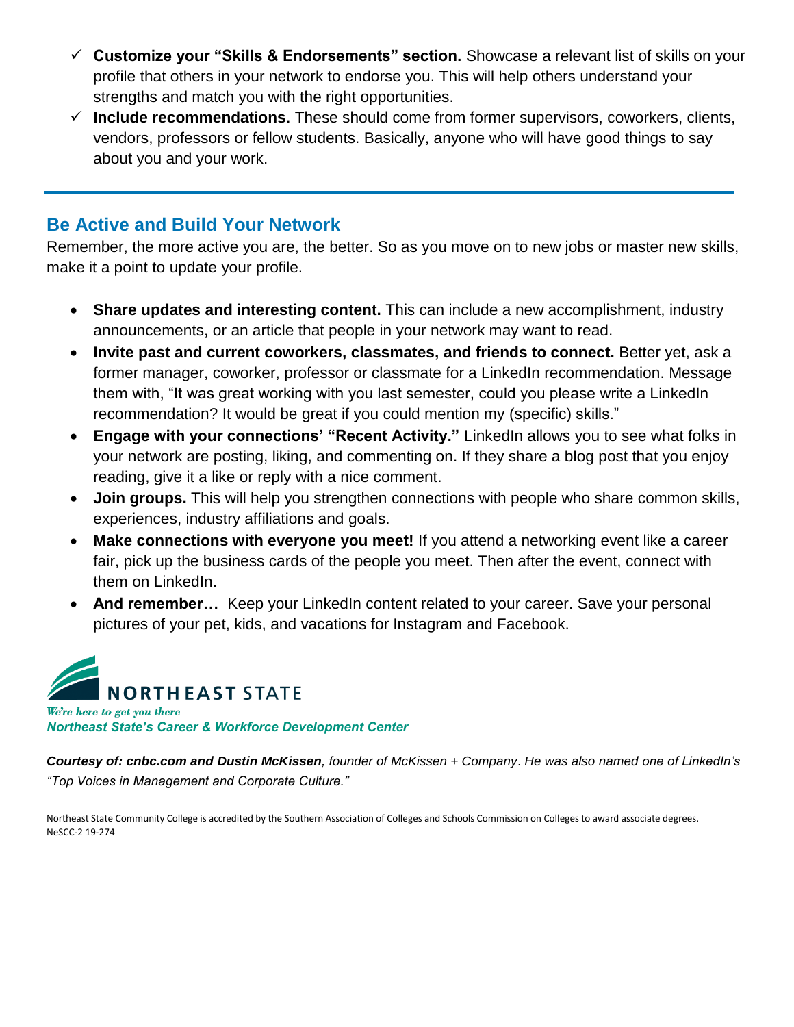- ✓ **Customize your "Skills & Endorsements" section.** Showcase a relevant list of skills on your profile that others in your network to endorse you. This will help others understand your strengths and match you with the right opportunities.
- ✓ **Include recommendations.** These should come from former supervisors, coworkers, clients, vendors, professors or fellow students. Basically, anyone who will have good things to say about you and your work.

---

## Be Active and Build Your Network

Remember, the more active you are, the better. So as you move on to new jobs or master new skills, make it a point to update your profile.

- **Share updates and interesting content.** This can include a new accomplishment, industry announcements, or an article that people in your network may want to read.
- **Invite past and current coworkers, classmates, and friends to connect.** Better yet, ask a former manager, coworker, professor or classmate for a LinkedIn recommendation. Message them with, "It was great working with you last semester, could you please write a LinkedIn recommendation? It would be great if you could mention my (specific) skills."
- **Engage with your connections' "Recent Activity."** LinkedIn allows you to see what folks in your network are posting, liking, and commenting on. If they share a blog post that you enjoy reading, give it a like or reply with a nice comment.
- **Join groups.** This will help you strengthen connections with people who share common skills, experiences, industry affiliations and goals.
- **Make connections with everyone you meet!** If you attend a networking event like a career fair, pick up the business cards of the people you meet. Then after the event, connect with them on LinkedIn.
- **And remember…** Keep your LinkedIn content related to your career. Save your personal pictures of your pet, kids, and vacations for Instagram and Facebook.

NORTHEAST STATE

*We're here to get you there*

***Northeast State's Career & Workforce Development Center***

***Courtesy of: cnbc.com and Dustin McKissen****, founder of McKissen + Company. He was also named one of LinkedIn's "Top Voices in Management and Corporate Culture."*

Northeast State Community College is accredited by the Southern Association of Colleges and Schools Commission on Colleges to award associate degrees.
NeSCC-2 19-274